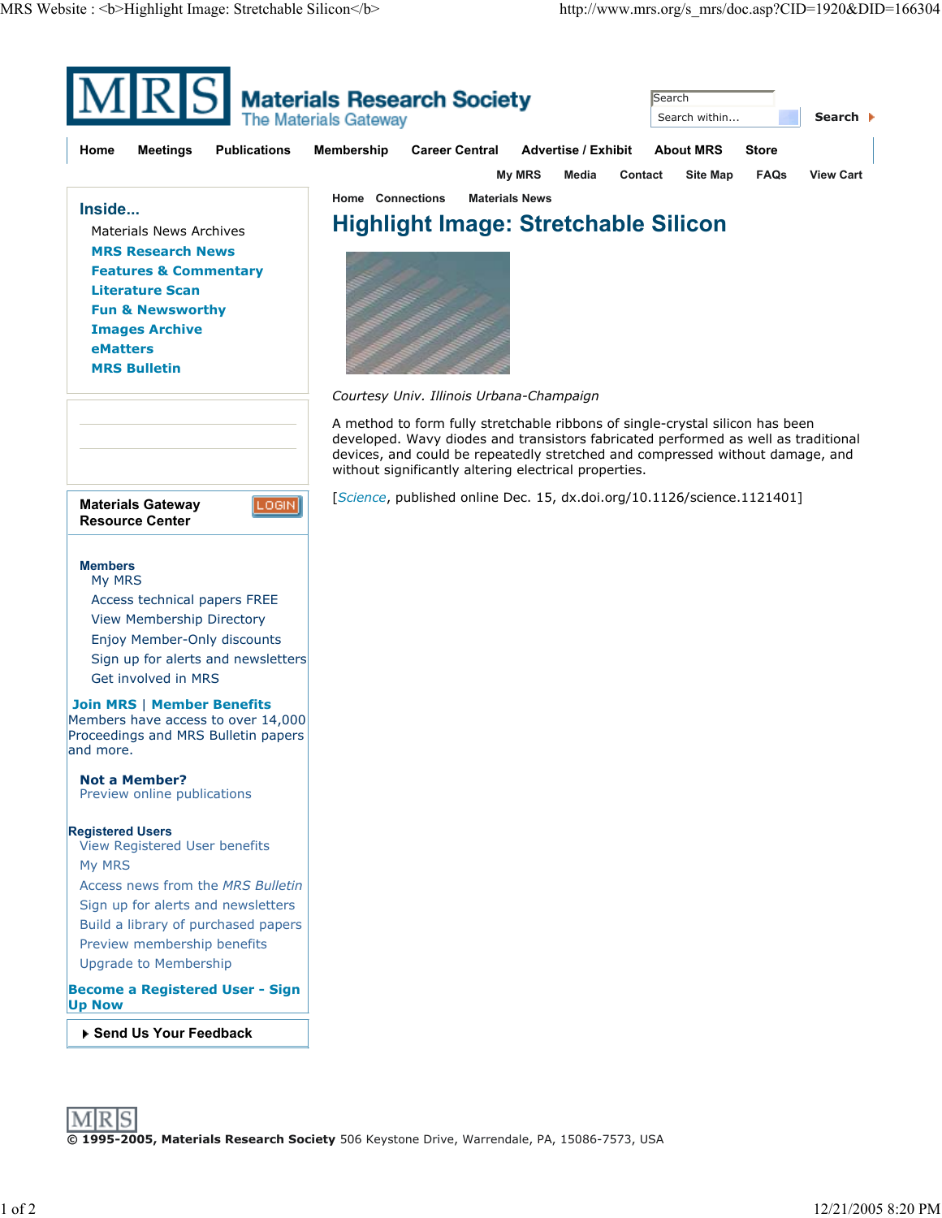# Highlight Image: Stretchable Silicon

*Courtesy Univ. Illinois Urbana-Champaign*

A method to form fully stretchable ribbons of single-crystal silicon has been developed. Wavy diodes and transistors fabricated performed as well as traditional devices, and could be repeatedly stretched and compressed without damage, and without significantly altering electrical properties.

[*Science*, published online Dec. 15, dx.doi.org/10.1126/science.1121401]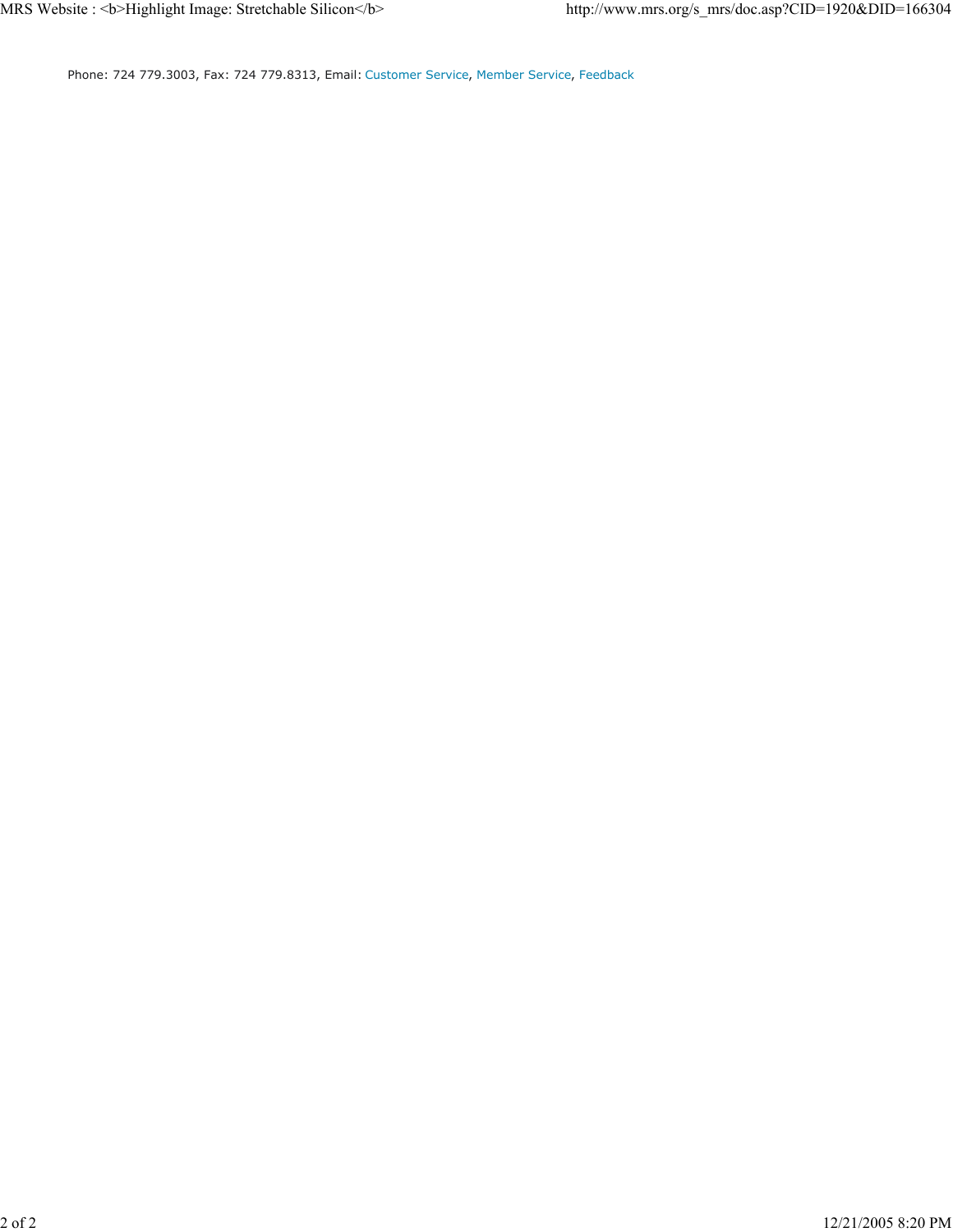Phone: 724 779.3003, Fax: 724 779.8313, Email: Customer Service, Member Service, Feedback